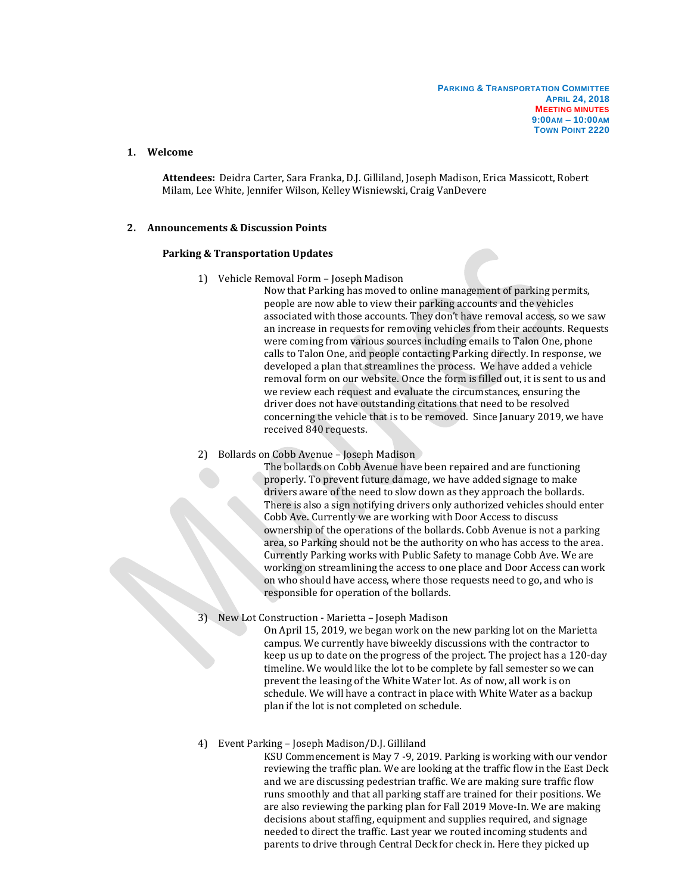**PARKING & TRANSPORTATION COMMITTEE**
**APRIL 24, 2018**
**MEETING MINUTES**
**9:00AM – 10:00AM**
**TOWN POINT 2220**

## 1. Welcome

**Attendees:** Deidra Carter, Sara Franka, D.J. Gilliland, Joseph Madison, Erica Massicott, Robert Milam, Lee White, Jennifer Wilson, Kelley Wisniewski, Craig VanDevere

## 2. Announcements & Discussion Points

### Parking & Transportation Updates

1) Vehicle Removal Form – Joseph Madison

   Now that Parking has moved to online management of parking permits, people are now able to view their parking accounts and the vehicles associated with those accounts. They don't have removal access, so we saw an increase in requests for removing vehicles from their accounts. Requests were coming from various sources including emails to Talon One, phone calls to Talon One, and people contacting Parking directly. In response, we developed a plan that streamlines the process. We have added a vehicle removal form on our website. Once the form is filled out, it is sent to us and we review each request and evaluate the circumstances, ensuring the driver does not have outstanding citations that need to be resolved concerning the vehicle that is to be removed. Since January 2019, we have received 840 requests.

2) Bollards on Cobb Avenue – Joseph Madison

   The bollards on Cobb Avenue have been repaired and are functioning properly. To prevent future damage, we have added signage to make drivers aware of the need to slow down as they approach the bollards. There is also a sign notifying drivers only authorized vehicles should enter Cobb Ave. Currently we are working with Door Access to discuss ownership of the operations of the bollards. Cobb Avenue is not a parking area, so Parking should not be the authority on who has access to the area. Currently Parking works with Public Safety to manage Cobb Ave. We are working on streamlining the access to one place and Door Access can work on who should have access, where those requests need to go, and who is responsible for operation of the bollards.

3) New Lot Construction - Marietta – Joseph Madison

   On April 15, 2019, we began work on the new parking lot on the Marietta campus. We currently have biweekly discussions with the contractor to keep us up to date on the progress of the project. The project has a 120-day timeline. We would like the lot to be complete by fall semester so we can prevent the leasing of the White Water lot. As of now, all work is on schedule. We will have a contract in place with White Water as a backup plan if the lot is not completed on schedule.

4) Event Parking – Joseph Madison/D.J. Gilliland

   KSU Commencement is May 7 -9, 2019. Parking is working with our vendor reviewing the traffic plan. We are looking at the traffic flow in the East Deck and we are discussing pedestrian traffic. We are making sure traffic flow runs smoothly and that all parking staff are trained for their positions. We are also reviewing the parking plan for Fall 2019 Move-In. We are making decisions about staffing, equipment and supplies required, and signage needed to direct the traffic. Last year we routed incoming students and parents to drive through Central Deck for check in. Here they picked up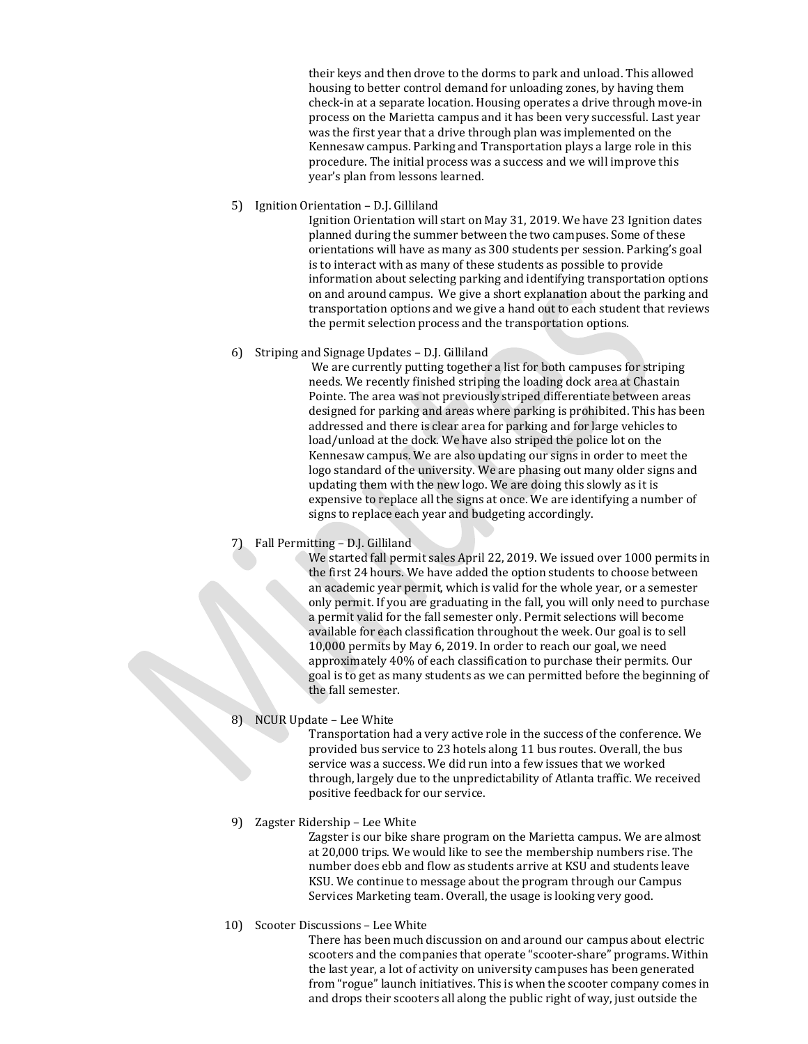their keys and then drove to the dorms to park and unload. This allowed housing to better control demand for unloading zones, by having them check-in at a separate location. Housing operates a drive through move-in process on the Marietta campus and it has been very successful. Last year was the first year that a drive through plan was implemented on the Kennesaw campus. Parking and Transportation plays a large role in this procedure. The initial process was a success and we will improve this year's plan from lessons learned.

5) Ignition Orientation – D.J. Gilliland

   Ignition Orientation will start on May 31, 2019. We have 23 Ignition dates planned during the summer between the two campuses. Some of these orientations will have as many as 300 students per session. Parking's goal is to interact with as many of these students as possible to provide information about selecting parking and identifying transportation options on and around campus. We give a short explanation about the parking and transportation options and we give a hand out to each student that reviews the permit selection process and the transportation options.

6) Striping and Signage Updates – D.J. Gilliland

   We are currently putting together a list for both campuses for striping needs. We recently finished striping the loading dock area at Chastain Pointe. The area was not previously striped differentiate between areas designed for parking and areas where parking is prohibited. This has been addressed and there is clear area for parking and for large vehicles to load/unload at the dock. We have also striped the police lot on the Kennesaw campus. We are also updating our signs in order to meet the logo standard of the university. We are phasing out many older signs and updating them with the new logo. We are doing this slowly as it is expensive to replace all the signs at once. We are identifying a number of signs to replace each year and budgeting accordingly.

7) Fall Permitting – D.J. Gilliland

   We started fall permit sales April 22, 2019. We issued over 1000 permits in the first 24 hours. We have added the option students to choose between an academic year permit, which is valid for the whole year, or a semester only permit. If you are graduating in the fall, you will only need to purchase a permit valid for the fall semester only. Permit selections will become available for each classification throughout the week. Our goal is to sell 10,000 permits by May 6, 2019. In order to reach our goal, we need approximately 40% of each classification to purchase their permits. Our goal is to get as many students as we can permitted before the beginning of the fall semester.

8) NCUR Update – Lee White

   Transportation had a very active role in the success of the conference. We provided bus service to 23 hotels along 11 bus routes. Overall, the bus service was a success. We did run into a few issues that we worked through, largely due to the unpredictability of Atlanta traffic. We received positive feedback for our service.

9) Zagster Ridership – Lee White

   Zagster is our bike share program on the Marietta campus. We are almost at 20,000 trips. We would like to see the membership numbers rise. The number does ebb and flow as students arrive at KSU and students leave KSU. We continue to message about the program through our Campus Services Marketing team. Overall, the usage is looking very good.

10) Scooter Discussions – Lee White

   There has been much discussion on and around our campus about electric scooters and the companies that operate "scooter-share" programs. Within the last year, a lot of activity on university campuses has been generated from "rogue" launch initiatives. This is when the scooter company comes in and drops their scooters all along the public right of way, just outside the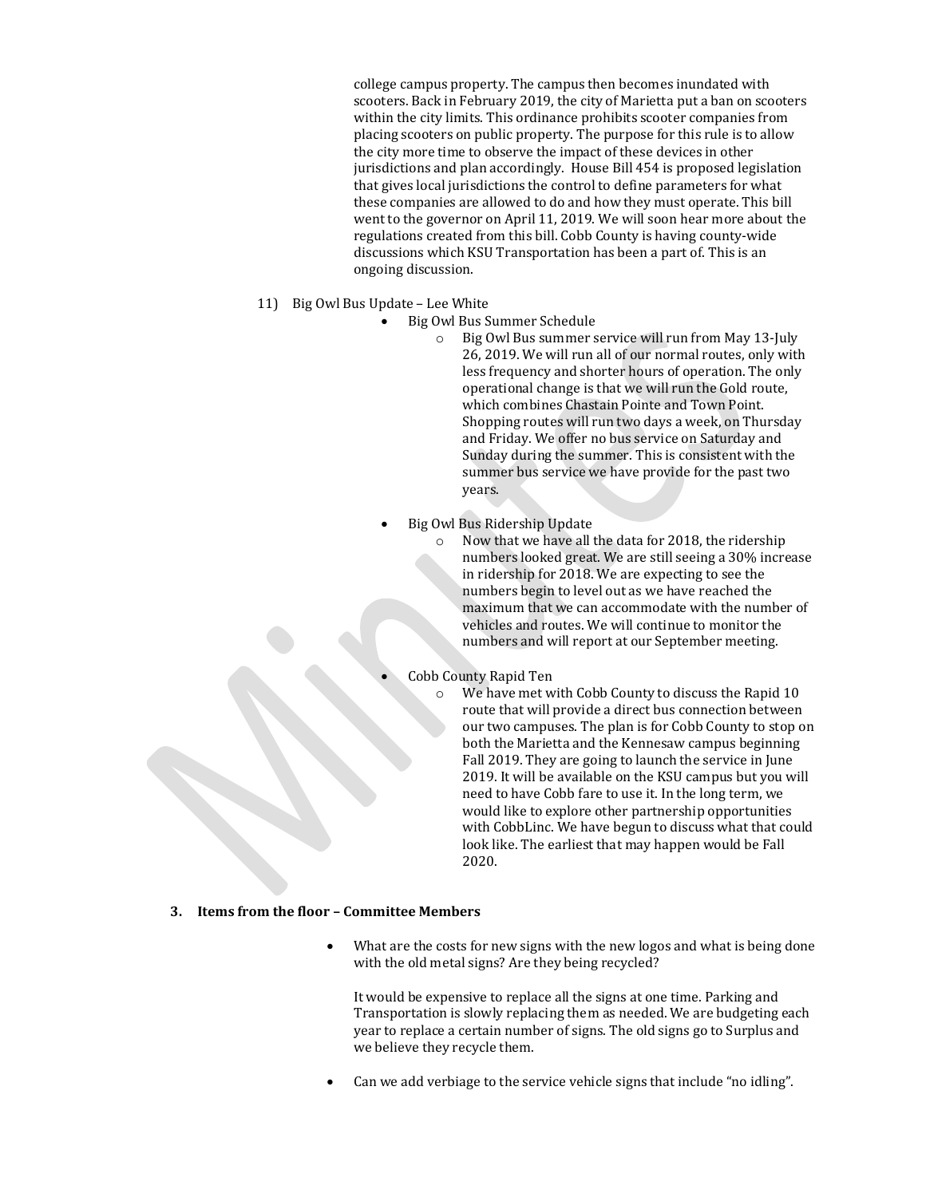college campus property. The campus then becomes inundated with scooters. Back in February 2019, the city of Marietta put a ban on scooters within the city limits. This ordinance prohibits scooter companies from placing scooters on public property. The purpose for this rule is to allow the city more time to observe the impact of these devices in other jurisdictions and plan accordingly. House Bill 454 is proposed legislation that gives local jurisdictions the control to define parameters for what these companies are allowed to do and how they must operate. This bill went to the governor on April 11, 2019. We will soon hear more about the regulations created from this bill. Cobb County is having county-wide discussions which KSU Transportation has been a part of. This is an ongoing discussion.

11) Big Owl Bus Update – Lee White

- Big Owl Bus Summer Schedule
  - Big Owl Bus summer service will run from May 13-July 26, 2019. We will run all of our normal routes, only with less frequency and shorter hours of operation. The only operational change is that we will run the Gold route, which combines Chastain Pointe and Town Point. Shopping routes will run two days a week, on Thursday and Friday. We offer no bus service on Saturday and Sunday during the summer. This is consistent with the summer bus service we have provide for the past two years.
- Big Owl Bus Ridership Update
  - Now that we have all the data for 2018, the ridership numbers looked great. We are still seeing a 30% increase in ridership for 2018. We are expecting to see the numbers begin to level out as we have reached the maximum that we can accommodate with the number of vehicles and routes. We will continue to monitor the numbers and will report at our September meeting.
- Cobb County Rapid Ten
  - We have met with Cobb County to discuss the Rapid 10 route that will provide a direct bus connection between our two campuses. The plan is for Cobb County to stop on both the Marietta and the Kennesaw campus beginning Fall 2019. They are going to launch the service in June 2019. It will be available on the KSU campus but you will need to have Cobb fare to use it. In the long term, we would like to explore other partnership opportunities with CobbLinc. We have begun to discuss what that could look like. The earliest that may happen would be Fall 2020.

**3. Items from the floor – Committee Members**

- What are the costs for new signs with the new logos and what is being done with the old metal signs? Are they being recycled?

  It would be expensive to replace all the signs at one time. Parking and Transportation is slowly replacing them as needed. We are budgeting each year to replace a certain number of signs. The old signs go to Surplus and we believe they recycle them.

- Can we add verbiage to the service vehicle signs that include "no idling".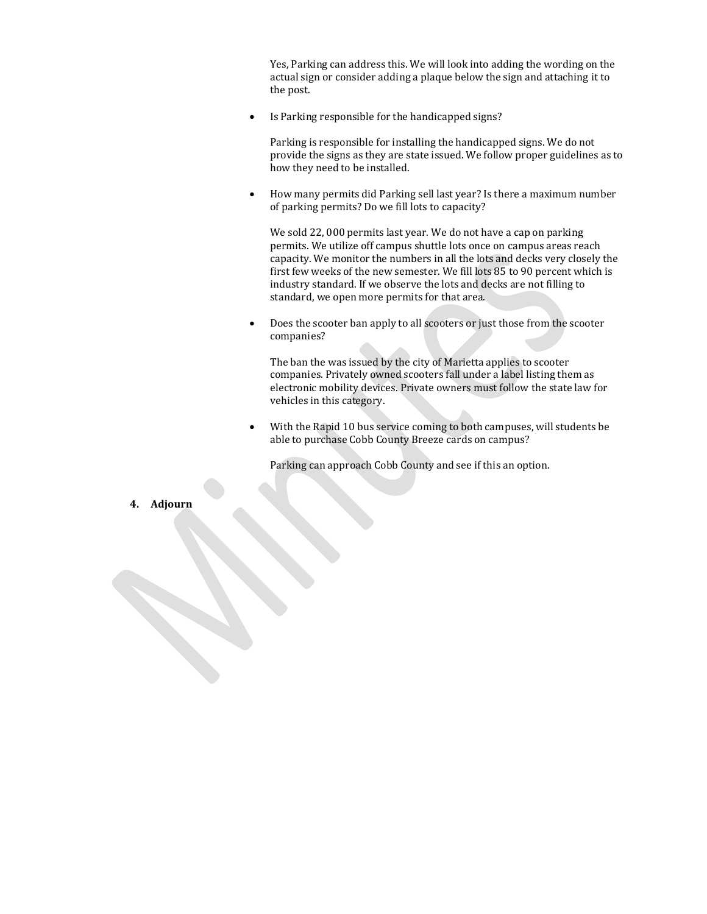Yes, Parking can address this. We will look into adding the wording on the actual sign or consider adding a plaque below the sign and attaching it to the post.

- Is Parking responsible for the handicapped signs?

  Parking is responsible for installing the handicapped signs. We do not provide the signs as they are state issued. We follow proper guidelines as to how they need to be installed.

- How many permits did Parking sell last year? Is there a maximum number of parking permits? Do we fill lots to capacity?

  We sold 22, 000 permits last year. We do not have a cap on parking permits. We utilize off campus shuttle lots once on campus areas reach capacity. We monitor the numbers in all the lots and decks very closely the first few weeks of the new semester. We fill lots 85 to 90 percent which is industry standard. If we observe the lots and decks are not filling to standard, we open more permits for that area.

- Does the scooter ban apply to all scooters or just those from the scooter companies?

  The ban the was issued by the city of Marietta applies to scooter companies. Privately owned scooters fall under a label listing them as electronic mobility devices. Private owners must follow the state law for vehicles in this category.

- With the Rapid 10 bus service coming to both campuses, will students be able to purchase Cobb County Breeze cards on campus?

  Parking can approach Cobb County and see if this an option.

**4. Adjourn**